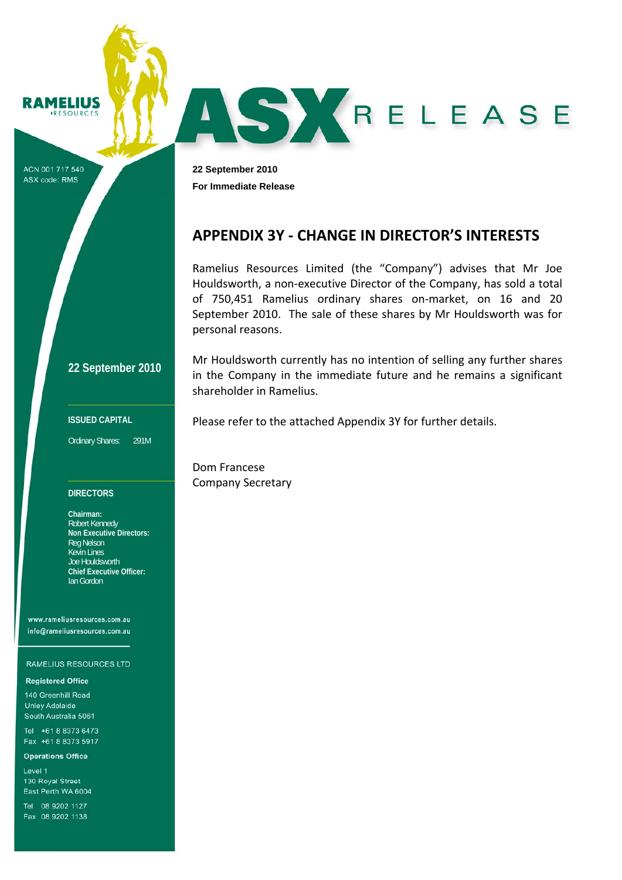RAMELIUS RESOURCES

ACN 001 717 540
ASX code: RMS

# ASX RELEASE

**22 September 2010**

**For Immediate Release**

## APPENDIX 3Y - CHANGE IN DIRECTOR'S INTERESTS

Ramelius Resources Limited (the "Company") advises that Mr Joe Houldsworth, a non-executive Director of the Company, has sold a total of 750,451 Ramelius ordinary shares on-market, on 16 and 20 September 2010. The sale of these shares by Mr Houldsworth was for personal reasons.

Mr Houldsworth currently has no intention of selling any further shares in the Company in the immediate future and he remains a significant shareholder in Ramelius.

Please refer to the attached Appendix 3Y for further details.

Dom Francese
Company Secretary

---

**22 September 2010**

**ISSUED CAPITAL**

Ordinary Shares: 291M

**DIRECTORS**

**Chairman:**
Robert Kennedy
**Non Executive Directors:**
Reg Nelson
Kevin Lines
Joe Houldsworth
**Chief Executive Officer:**
Ian Gordon

www.rameliusresources.com.au
info@rameliusresources.com.au

RAMELIUS RESOURCES LTD

**Registered Office**

140 Greenhill Road
Unley Adelaide
South Australia 5061

Tel +61 8 8373 6473
Fax +61 8 8373 5917

**Operations Office**

Level 1
130 Royal Street
East Perth WA 6004

Tel 08 9202 1127
Fax 08 9202 1138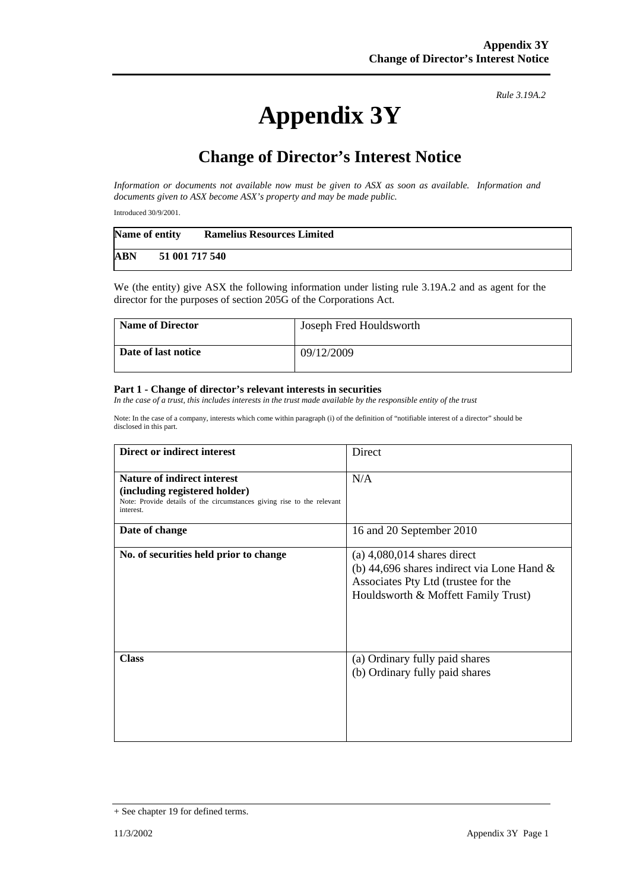*Rule 3.19A.2*

# Appendix 3Y

## Change of Director's Interest Notice

*Information or documents not available now must be given to ASX as soon as available. Information and documents given to ASX become ASX's property and may be made public.*

Introduced 30/9/2001.

| **Name of entity** | **Ramelius Resources Limited** |
|---|---|
| **ABN** | **51 001 717 540** |

We (the entity) give ASX the following information under listing rule 3.19A.2 and as agent for the director for the purposes of section 205G of the Corporations Act.

| **Name of Director** | Joseph Fred Houldsworth |
|---|---|
| **Date of last notice** | 09/12/2009 |

**Part 1 - Change of director's relevant interests in securities**

*In the case of a trust, this includes interests in the trust made available by the responsible entity of the trust*

Note: In the case of a company, interests which come within paragraph (i) of the definition of "notifiable interest of a director" should be disclosed in this part.

| **Direct or indirect interest** | Direct |
|---|---|
| **Nature of indirect interest (including registered holder)** Note: Provide details of the circumstances giving rise to the relevant interest. | N/A |
| **Date of change** | 16 and 20 September 2010 |
| **No. of securities held prior to change** | (a) 4,080,014 shares direct<br>(b) 44,696 shares indirect via Lone Hand & Associates Pty Ltd (trustee for the Houldsworth & Moffett Family Trust) |
| **Class** | (a) Ordinary fully paid shares<br>(b) Ordinary fully paid shares |

+ See chapter 19 for defined terms.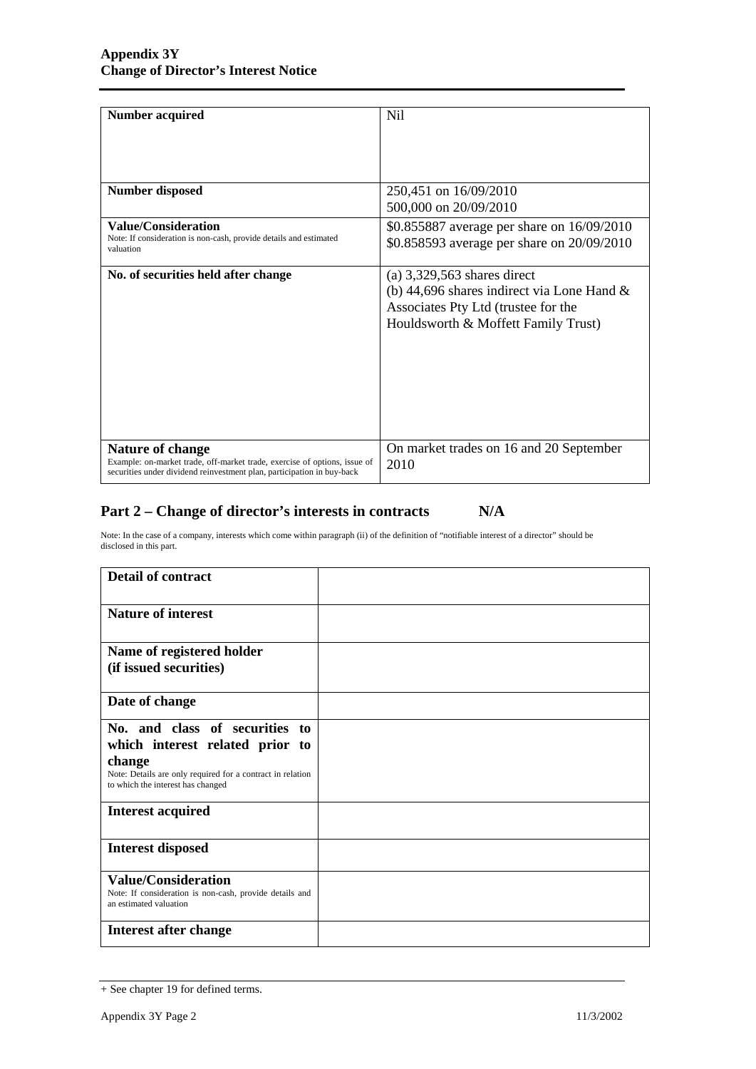| | |
|---|---|
| **Number acquired** | Nil |
| **Number disposed** | 250,451 on 16/09/2010<br>500,000 on 20/09/2010 |
| **Value/Consideration**<br>Note: If consideration is non-cash, provide details and estimated valuation | \$0.855887 average per share on 16/09/2010<br>\$0.858593 average per share on 20/09/2010 |
| **No. of securities held after change** | (a) 3,329,563 shares direct<br>(b) 44,696 shares indirect via Lone Hand & Associates Pty Ltd (trustee for the Houldsworth & Moffett Family Trust) |
| **Nature of change**<br>Example: on-market trade, off-market trade, exercise of options, issue of securities under dividend reinvestment plan, participation in buy-back | On market trades on 16 and 20 September 2010 |

## Part 2 – Change of director's interests in contracts N/A

Note: In the case of a company, interests which come within paragraph (ii) of the definition of "notifiable interest of a director" should be disclosed in this part.

| | |
|---|---|
| **Detail of contract** | |
| **Nature of interest** | |
| **Name of registered holder (if issued securities)** | |
| **Date of change** | |
| **No. and class of securities to which interest related prior to change**<br>Note: Details are only required for a contract in relation to which the interest has changed | |
| **Interest acquired** | |
| **Interest disposed** | |
| **Value/Consideration**<br>Note: If consideration is non-cash, provide details and an estimated valuation | |
| **Interest after change** | |

+ See chapter 19 for defined terms.